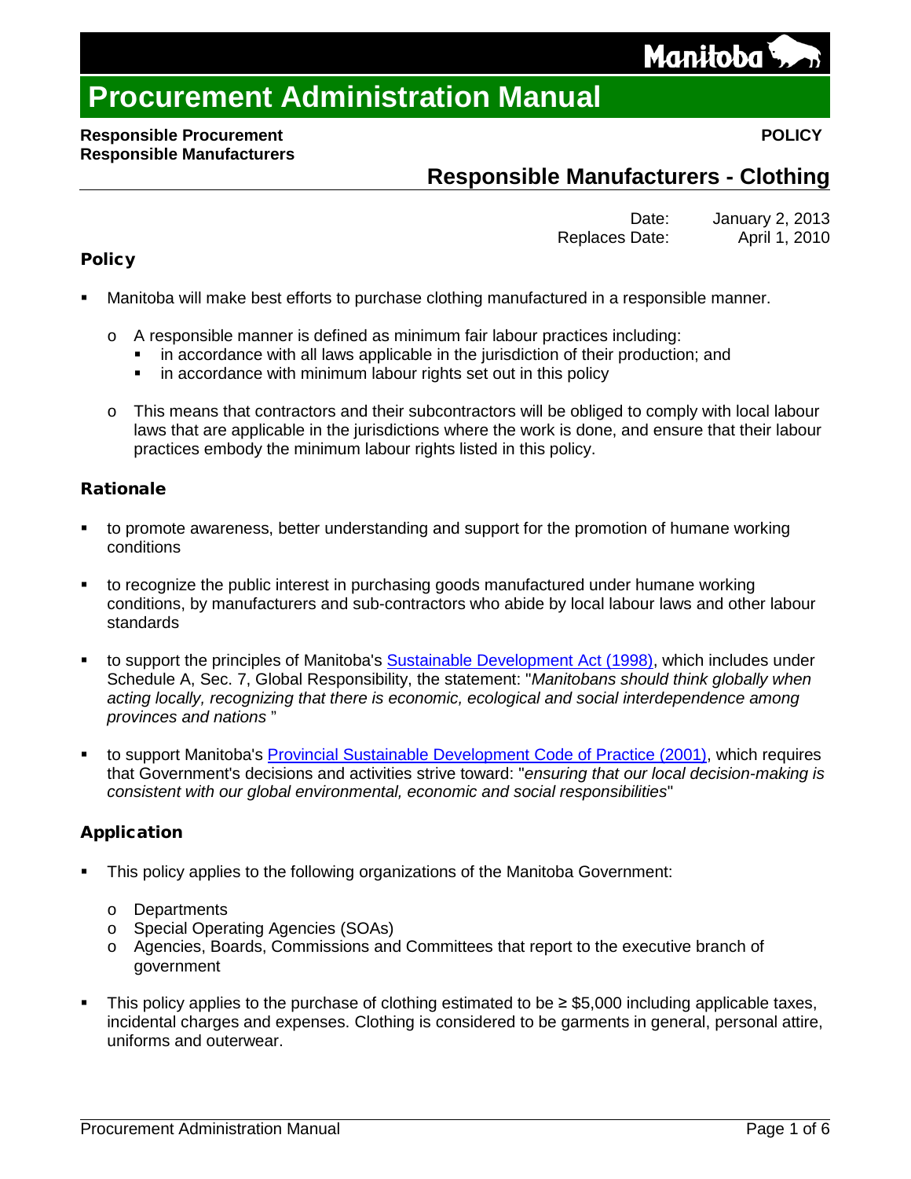# Procurement Administration Manual

**Responsible Procurement**
**Responsible Manufacturers**

**POLICY**

## Responsible Manufacturers - Clothing

Date: January 2, 2013
Replaces Date: April 1, 2010

### Policy

- Manitoba will make best efforts to purchase clothing manufactured in a responsible manner.
  - A responsible manner is defined as minimum fair labour practices including:
    - in accordance with all laws applicable in the jurisdiction of their production; and
    - in accordance with minimum labour rights set out in this policy
  - This means that contractors and their subcontractors will be obliged to comply with local labour laws that are applicable in the jurisdictions where the work is done, and ensure that their labour practices embody the minimum labour rights listed in this policy.

### Rationale

- to promote awareness, better understanding and support for the promotion of humane working conditions
- to recognize the public interest in purchasing goods manufactured under humane working conditions, by manufacturers and sub-contractors who abide by local labour laws and other labour standards
- to support the principles of Manitoba's Sustainable Development Act (1998), which includes under Schedule A, Sec. 7, Global Responsibility, the statement: "*Manitobans should think globally when acting locally, recognizing that there is economic, ecological and social interdependence among provinces and nations* "
- to support Manitoba's Provincial Sustainable Development Code of Practice (2001), which requires that Government's decisions and activities strive toward: "*ensuring that our local decision-making is consistent with our global environmental, economic and social responsibilities*"

### Application

- This policy applies to the following organizations of the Manitoba Government:
  - Departments
  - Special Operating Agencies (SOAs)
  - Agencies, Boards, Commissions and Committees that report to the executive branch of government
- This policy applies to the purchase of clothing estimated to be ≥ $5,000 including applicable taxes, incidental charges and expenses. Clothing is considered to be garments in general, personal attire, uniforms and outerwear.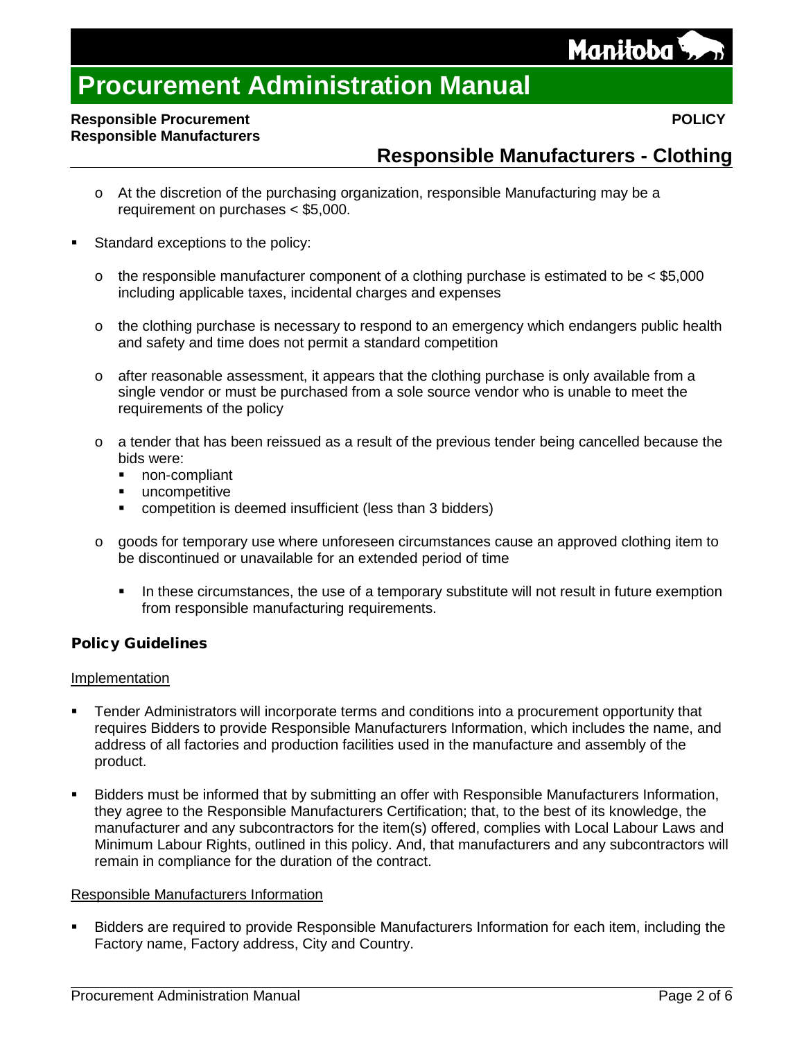- At the discretion of the purchasing organization, responsible Manufacturing may be a requirement on purchases < $5,000.

- Standard exceptions to the policy:

  - the responsible manufacturer component of a clothing purchase is estimated to be < $5,000 including applicable taxes, incidental charges and expenses

  - the clothing purchase is necessary to respond to an emergency which endangers public health and safety and time does not permit a standard competition

  - after reasonable assessment, it appears that the clothing purchase is only available from a single vendor or must be purchased from a sole source vendor who is unable to meet the requirements of the policy

  - a tender that has been reissued as a result of the previous tender being cancelled because the bids were:
    - non-compliant
    - uncompetitive
    - competition is deemed insufficient (less than 3 bidders)

  - goods for temporary use where unforeseen circumstances cause an approved clothing item to be discontinued or unavailable for an extended period of time

    - In these circumstances, the use of a temporary substitute will not result in future exemption from responsible manufacturing requirements.

## Policy Guidelines

Implementation

- Tender Administrators will incorporate terms and conditions into a procurement opportunity that requires Bidders to provide Responsible Manufacturers Information, which includes the name, and address of all factories and production facilities used in the manufacture and assembly of the product.

- Bidders must be informed that by submitting an offer with Responsible Manufacturers Information, they agree to the Responsible Manufacturers Certification; that, to the best of its knowledge, the manufacturer and any subcontractors for the item(s) offered, complies with Local Labour Laws and Minimum Labour Rights, outlined in this policy. And, that manufacturers and any subcontractors will remain in compliance for the duration of the contract.

Responsible Manufacturers Information

- Bidders are required to provide Responsible Manufacturers Information for each item, including the Factory name, Factory address, City and Country.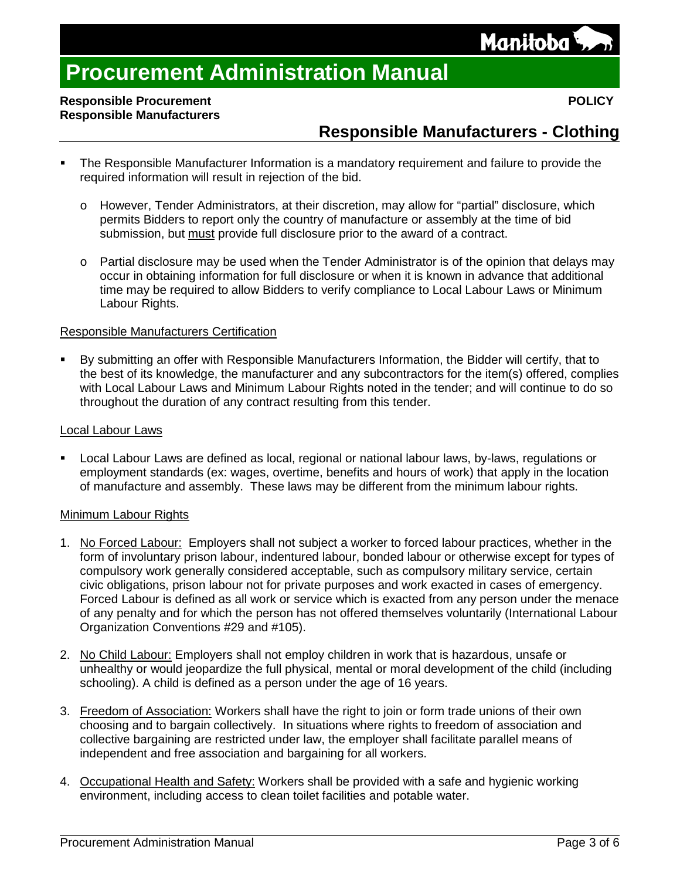# Procurement Administration Manual

**Responsible Procurement**
**Responsible Manufacturers**

**POLICY**

## Responsible Manufacturers - Clothing

- The Responsible Manufacturer Information is a mandatory requirement and failure to provide the required information will result in rejection of the bid.
  - However, Tender Administrators, at their discretion, may allow for "partial" disclosure, which permits Bidders to report only the country of manufacture or assembly at the time of bid submission, but <u>must</u> provide full disclosure prior to the award of a contract.
  - Partial disclosure may be used when the Tender Administrator is of the opinion that delays may occur in obtaining information for full disclosure or when it is known in advance that additional time may be required to allow Bidders to verify compliance to Local Labour Laws or Minimum Labour Rights.

### Responsible Manufacturers Certification

- By submitting an offer with Responsible Manufacturers Information, the Bidder will certify, that to the best of its knowledge, the manufacturer and any subcontractors for the item(s) offered, complies with Local Labour Laws and Minimum Labour Rights noted in the tender; and will continue to do so throughout the duration of any contract resulting from this tender.

### Local Labour Laws

- Local Labour Laws are defined as local, regional or national labour laws, by-laws, regulations or employment standards (ex: wages, overtime, benefits and hours of work) that apply in the location of manufacture and assembly. These laws may be different from the minimum labour rights.

### Minimum Labour Rights

1. <u>No Forced Labour:</u> Employers shall not subject a worker to forced labour practices, whether in the form of involuntary prison labour, indentured labour, bonded labour or otherwise except for types of compulsory work generally considered acceptable, such as compulsory military service, certain civic obligations, prison labour not for private purposes and work exacted in cases of emergency. Forced Labour is defined as all work or service which is exacted from any person under the menace of any penalty and for which the person has not offered themselves voluntarily (International Labour Organization Conventions #29 and #105).
2. <u>No Child Labour:</u> Employers shall not employ children in work that is hazardous, unsafe or unhealthy or would jeopardize the full physical, mental or moral development of the child (including schooling). A child is defined as a person under the age of 16 years.
3. <u>Freedom of Association:</u> Workers shall have the right to join or form trade unions of their own choosing and to bargain collectively. In situations where rights to freedom of association and collective bargaining are restricted under law, the employer shall facilitate parallel means of independent and free association and bargaining for all workers.
4. <u>Occupational Health and Safety:</u> Workers shall be provided with a safe and hygienic working environment, including access to clean toilet facilities and potable water.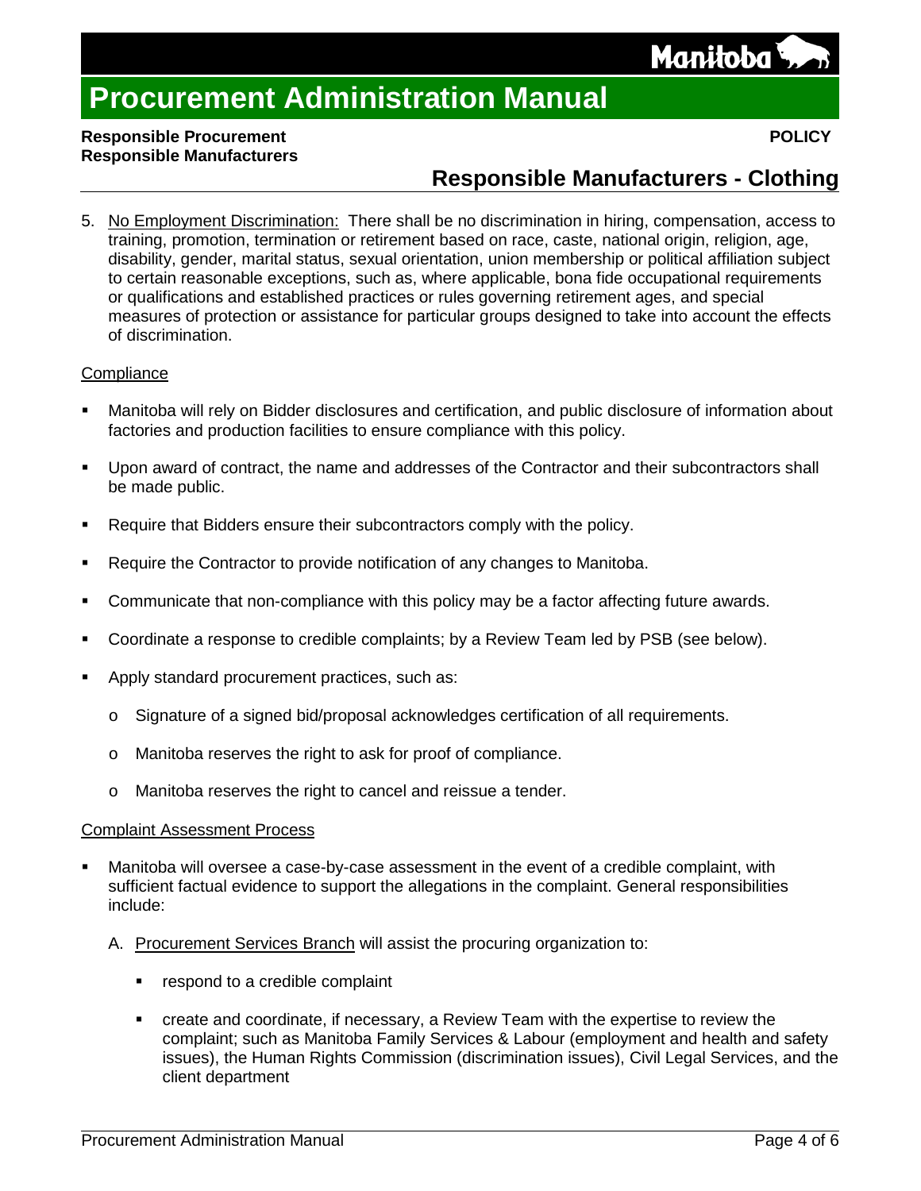5. No Employment Discrimination: There shall be no discrimination in hiring, compensation, access to training, promotion, termination or retirement based on race, caste, national origin, religion, age, disability, gender, marital status, sexual orientation, union membership or political affiliation subject to certain reasonable exceptions, such as, where applicable, bona fide occupational requirements or qualifications and established practices or rules governing retirement ages, and special measures of protection or assistance for particular groups designed to take into account the effects of discrimination.

### Compliance

- Manitoba will rely on Bidder disclosures and certification, and public disclosure of information about factories and production facilities to ensure compliance with this policy.
- Upon award of contract, the name and addresses of the Contractor and their subcontractors shall be made public.
- Require that Bidders ensure their subcontractors comply with the policy.
- Require the Contractor to provide notification of any changes to Manitoba.
- Communicate that non-compliance with this policy may be a factor affecting future awards.
- Coordinate a response to credible complaints; by a Review Team led by PSB (see below).
- Apply standard procurement practices, such as:
  - Signature of a signed bid/proposal acknowledges certification of all requirements.
  - Manitoba reserves the right to ask for proof of compliance.
  - Manitoba reserves the right to cancel and reissue a tender.

### Complaint Assessment Process

- Manitoba will oversee a case-by-case assessment in the event of a credible complaint, with sufficient factual evidence to support the allegations in the complaint. General responsibilities include:

  A. Procurement Services Branch will assist the procuring organization to:

     - respond to a credible complaint
     - create and coordinate, if necessary, a Review Team with the expertise to review the complaint; such as Manitoba Family Services & Labour (employment and health and safety issues), the Human Rights Commission (discrimination issues), Civil Legal Services, and the client department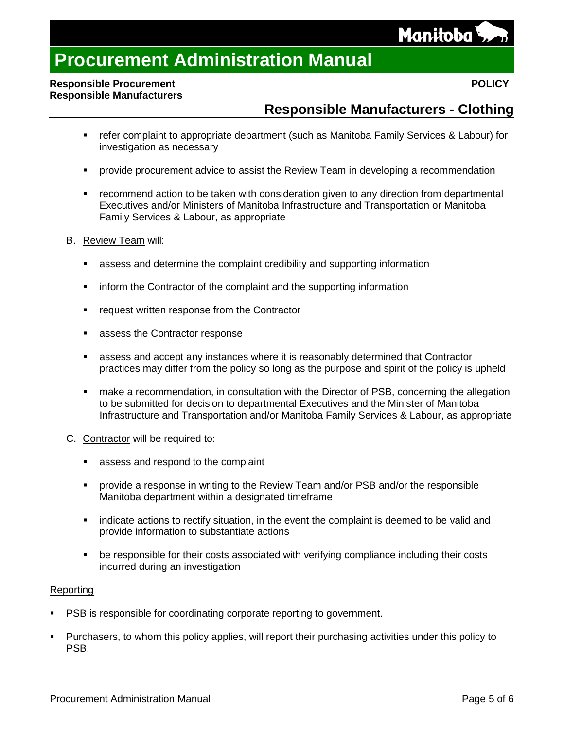- refer complaint to appropriate department (such as Manitoba Family Services & Labour) for investigation as necessary

- provide procurement advice to assist the Review Team in developing a recommendation

- recommend action to be taken with consideration given to any direction from departmental Executives and/or Ministers of Manitoba Infrastructure and Transportation or Manitoba Family Services & Labour, as appropriate

B. Review Team will:

- assess and determine the complaint credibility and supporting information

- inform the Contractor of the complaint and the supporting information

- request written response from the Contractor

- assess the Contractor response

- assess and accept any instances where it is reasonably determined that Contractor practices may differ from the policy so long as the purpose and spirit of the policy is upheld

- make a recommendation, in consultation with the Director of PSB, concerning the allegation to be submitted for decision to departmental Executives and the Minister of Manitoba Infrastructure and Transportation and/or Manitoba Family Services & Labour, as appropriate

C. Contractor will be required to:

- assess and respond to the complaint

- provide a response in writing to the Review Team and/or PSB and/or the responsible Manitoba department within a designated timeframe

- indicate actions to rectify situation, in the event the complaint is deemed to be valid and provide information to substantiate actions

- be responsible for their costs associated with verifying compliance including their costs incurred during an investigation

Reporting

- PSB is responsible for coordinating corporate reporting to government.

- Purchasers, to whom this policy applies, will report their purchasing activities under this policy to PSB.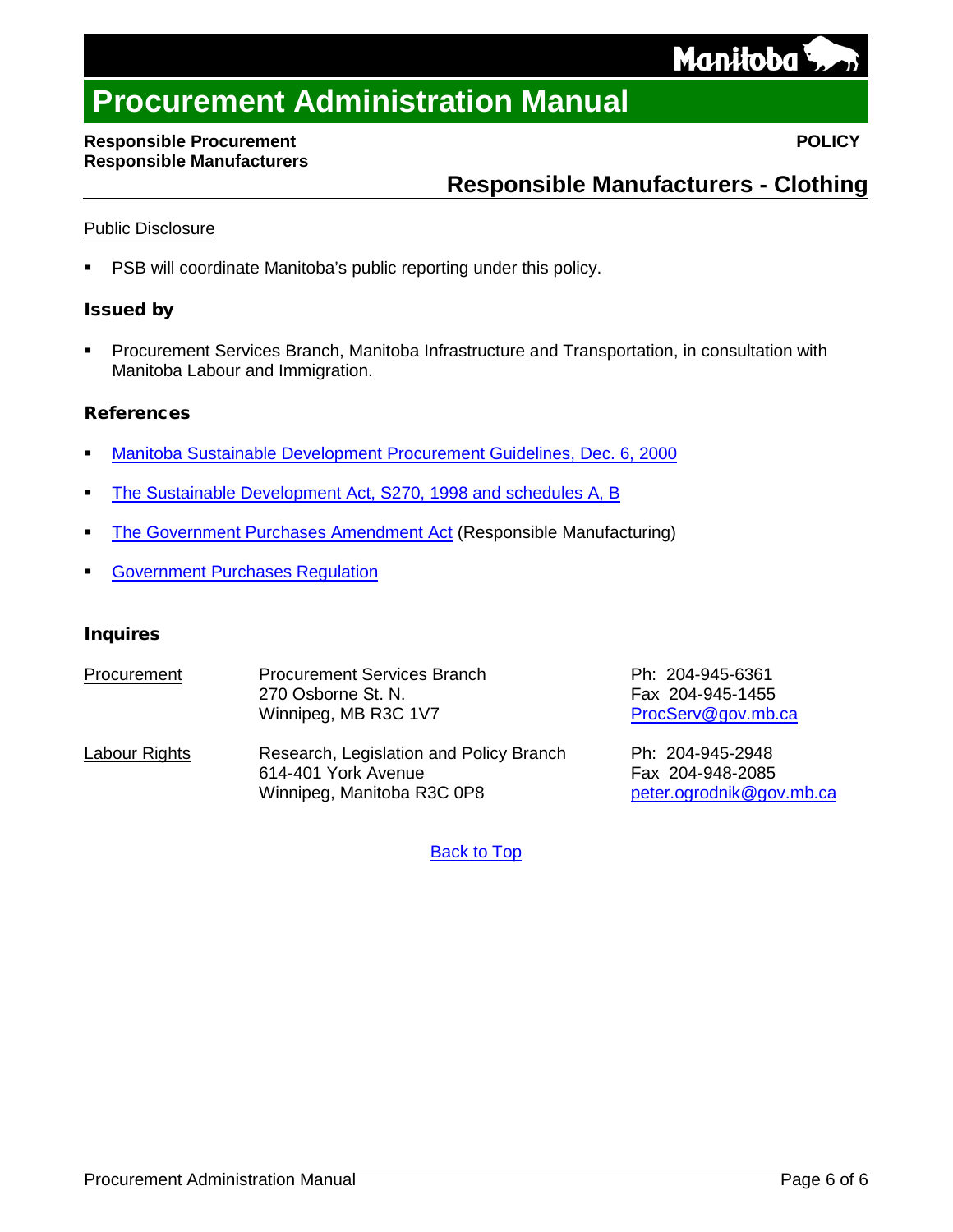Public Disclosure

- PSB will coordinate Manitoba's public reporting under this policy.

### Issued by

- Procurement Services Branch, Manitoba Infrastructure and Transportation, in consultation with Manitoba Labour and Immigration.

### References

- Manitoba Sustainable Development Procurement Guidelines, Dec. 6, 2000
- The Sustainable Development Act, S270, 1998 and schedules A, B
- The Government Purchases Amendment Act (Responsible Manufacturing)
- Government Purchases Regulation

### Inquires

| | | |
|---|---|---|
| Procurement | Procurement Services Branch<br>270 Osborne St. N.<br>Winnipeg, MB R3C 1V7 | Ph: 204-945-6361<br>Fax 204-945-1455<br>ProcServ@gov.mb.ca |
| Labour Rights | Research, Legislation and Policy Branch<br>614-401 York Avenue<br>Winnipeg, Manitoba R3C 0P8 | Ph: 204-945-2948<br>Fax 204-948-2085<br>peter.ogrodnik@gov.mb.ca |

Back to Top